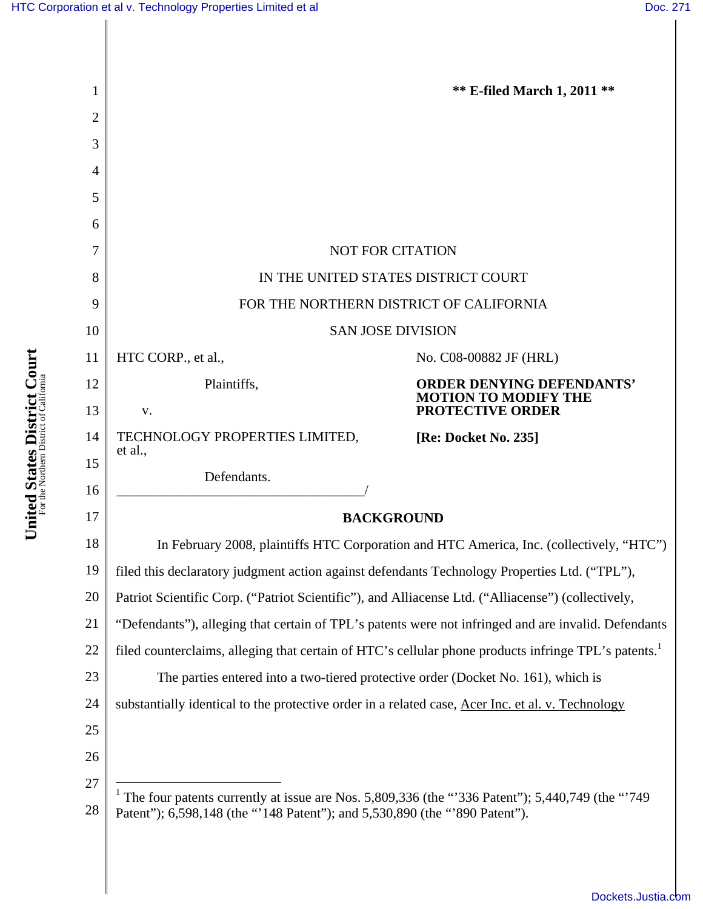** E-filed March 1, 2011 **

NOT FOR CITATION

IN THE UNITED STATES DISTRICT COURT

FOR THE NORTHERN DISTRICT OF CALIFORNIA

SAN JOSE DIVISION

HTC CORP., et al.,

Plaintiffs,

v.

TECHNOLOGY PROPERTIES LIMITED, et al.,

Defendants.

No. C08-00882 JF (HRL)

**ORDER DENYING DEFENDANTS' MOTION TO MODIFY THE PROTECTIVE ORDER**

**[Re: Docket No. 235]**

## BACKGROUND

In February 2008, plaintiffs HTC Corporation and HTC America, Inc. (collectively, "HTC") filed this declaratory judgment action against defendants Technology Properties Ltd. ("TPL"), Patriot Scientific Corp. ("Patriot Scientific"), and Alliacense Ltd. ("Alliacense") (collectively, "Defendants"), alleging that certain of TPL's patents were not infringed and are invalid. Defendants filed counterclaims, alleging that certain of HTC's cellular phone products infringe TPL's patents.[1]

The parties entered into a two-tiered protective order (Docket No. 161), which is substantially identical to the protective order in a related case, Acer Inc. et al. v. Technology

[1] The four patents currently at issue are Nos. 5,809,336 (the "'336 Patent"); 5,440,749 (the "'749 Patent"); 6,598,148 (the "'148 Patent"); and 5,530,890 (the "'890 Patent").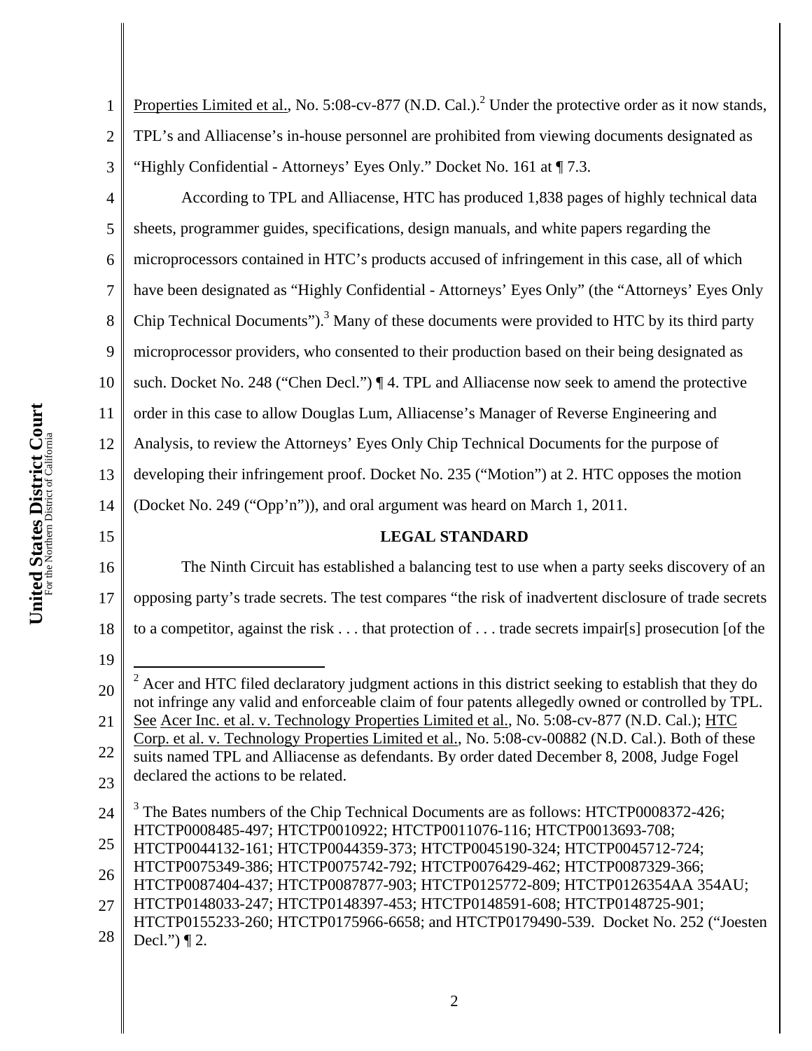Properties Limited et al., No. 5:08-cv-877 (N.D. Cal.).[2] Under the protective order as it now stands, TPL's and Alliacense's in-house personnel are prohibited from viewing documents designated as "Highly Confidential - Attorneys' Eyes Only." Docket No. 161 at ¶ 7.3.

According to TPL and Alliacense, HTC has produced 1,838 pages of highly technical data sheets, programmer guides, specifications, design manuals, and white papers regarding the microprocessors contained in HTC's products accused of infringement in this case, all of which have been designated as "Highly Confidential - Attorneys' Eyes Only" (the "Attorneys' Eyes Only Chip Technical Documents").[3] Many of these documents were provided to HTC by its third party microprocessor providers, who consented to their production based on their being designated as such. Docket No. 248 ("Chen Decl.") ¶ 4. TPL and Alliacense now seek to amend the protective order in this case to allow Douglas Lum, Alliacense's Manager of Reverse Engineering and Analysis, to review the Attorneys' Eyes Only Chip Technical Documents for the purpose of developing their infringement proof. Docket No. 235 ("Motion") at 2. HTC opposes the motion (Docket No. 249 ("Opp'n")), and oral argument was heard on March 1, 2011.

## LEGAL STANDARD

The Ninth Circuit has established a balancing test to use when a party seeks discovery of an opposing party's trade secrets. The test compares "the risk of inadvertent disclosure of trade secrets to a competitor, against the risk . . . that protection of . . . trade secrets impair[s] prosecution [of the

---

[2] Acer and HTC filed declaratory judgment actions in this district seeking to establish that they do not infringe any valid and enforceable claim of four patents allegedly owned or controlled by TPL. See Acer Inc. et al. v. Technology Properties Limited et al., No. 5:08-cv-877 (N.D. Cal.); HTC Corp. et al. v. Technology Properties Limited et al., No. 5:08-cv-00882 (N.D. Cal.). Both of these suits named TPL and Alliacense as defendants. By order dated December 8, 2008, Judge Fogel declared the actions to be related.

[3] The Bates numbers of the Chip Technical Documents are as follows: HTCTP0008372-426; HTCTP0008485-497; HTCTP0010922; HTCTP0011076-116; HTCTP0013693-708; HTCTP0044132-161; HTCTP0044359-373; HTCTP0045190-324; HTCTP0045712-724; HTCTP0075349-386; HTCTP0075742-792; HTCTP0076429-462; HTCTP0087329-366; HTCTP0087404-437; HTCTP0087877-903; HTCTP0125772-809; HTCTP0126354AA 354AU; HTCTP0148033-247; HTCTP0148397-453; HTCTP0148591-608; HTCTP0148725-901; HTCTP0155233-260; HTCTP0175966-6658; and HTCTP0179490-539. Docket No. 252 ("Joesten Decl.") ¶ 2.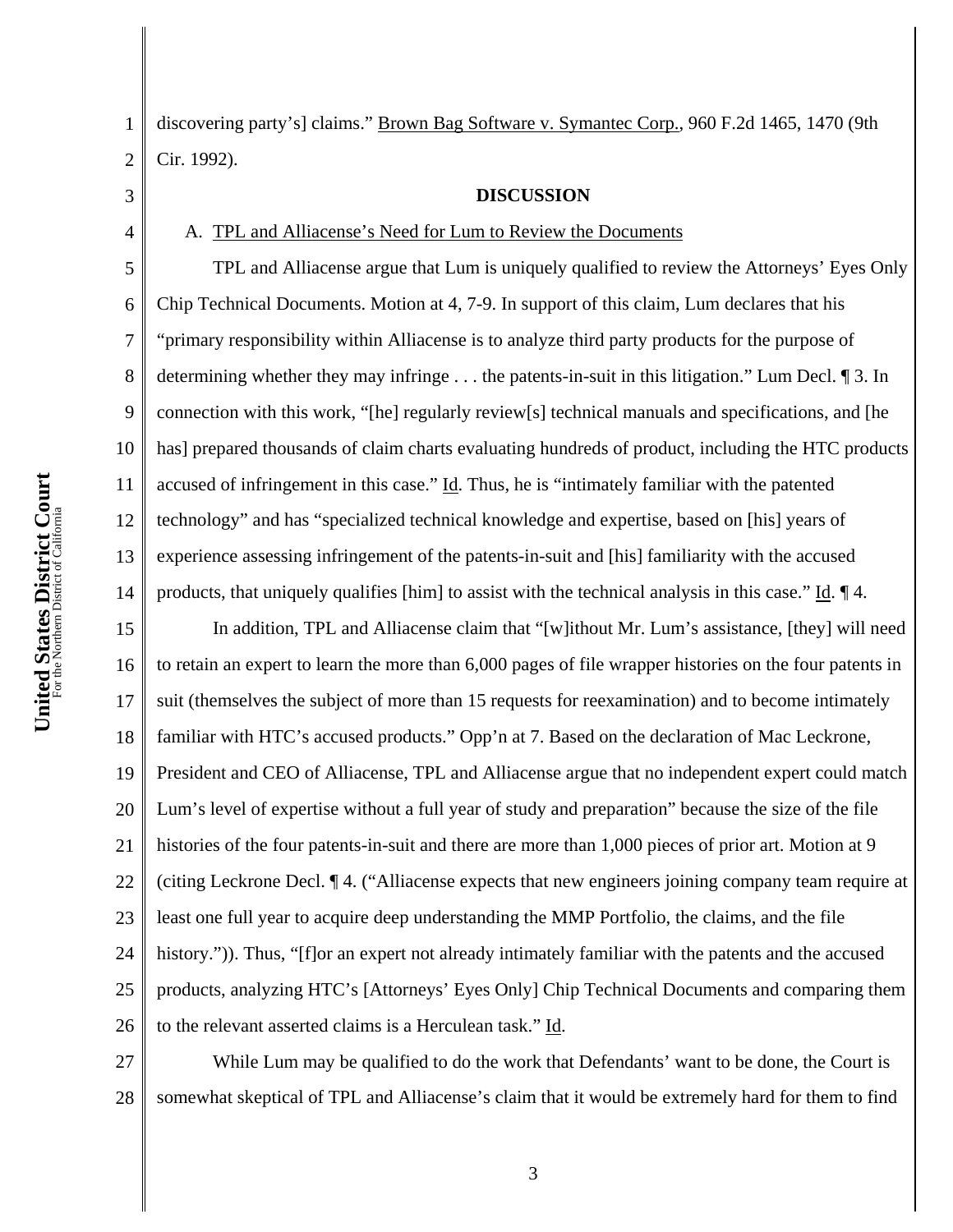discovering party's] claims." Brown Bag Software v. Symantec Corp., 960 F.2d 1465, 1470 (9th Cir. 1992).

**DISCUSSION**

A. TPL and Alliacense's Need for Lum to Review the Documents

TPL and Alliacense argue that Lum is uniquely qualified to review the Attorneys' Eyes Only Chip Technical Documents. Motion at 4, 7-9. In support of this claim, Lum declares that his "primary responsibility within Alliacense is to analyze third party products for the purpose of determining whether they may infringe . . . the patents-in-suit in this litigation." Lum Decl. ¶ 3. In connection with this work, "[he] regularly review[s] technical manuals and specifications, and [he has] prepared thousands of claim charts evaluating hundreds of product, including the HTC products accused of infringement in this case." Id. Thus, he is "intimately familiar with the patented technology" and has "specialized technical knowledge and expertise, based on [his] years of experience assessing infringement of the patents-in-suit and [his] familiarity with the accused products, that uniquely qualifies [him] to assist with the technical analysis in this case." Id. ¶ 4.

In addition, TPL and Alliacense claim that "[w]ithout Mr. Lum's assistance, [they] will need to retain an expert to learn the more than 6,000 pages of file wrapper histories on the four patents in suit (themselves the subject of more than 15 requests for reexamination) and to become intimately familiar with HTC's accused products." Opp'n at 7. Based on the declaration of Mac Leckrone, President and CEO of Alliacense, TPL and Alliacense argue that no independent expert could match Lum's level of expertise without a full year of study and preparation" because the size of the file histories of the four patents-in-suit and there are more than 1,000 pieces of prior art. Motion at 9 (citing Leckrone Decl. ¶ 4. ("Alliacense expects that new engineers joining company team require at least one full year to acquire deep understanding the MMP Portfolio, the claims, and the file history.")). Thus, "[f]or an expert not already intimately familiar with the patents and the accused products, analyzing HTC's [Attorneys' Eyes Only] Chip Technical Documents and comparing them to the relevant asserted claims is a Herculean task." Id.

While Lum may be qualified to do the work that Defendants' want to be done, the Court is somewhat skeptical of TPL and Alliacense's claim that it would be extremely hard for them to find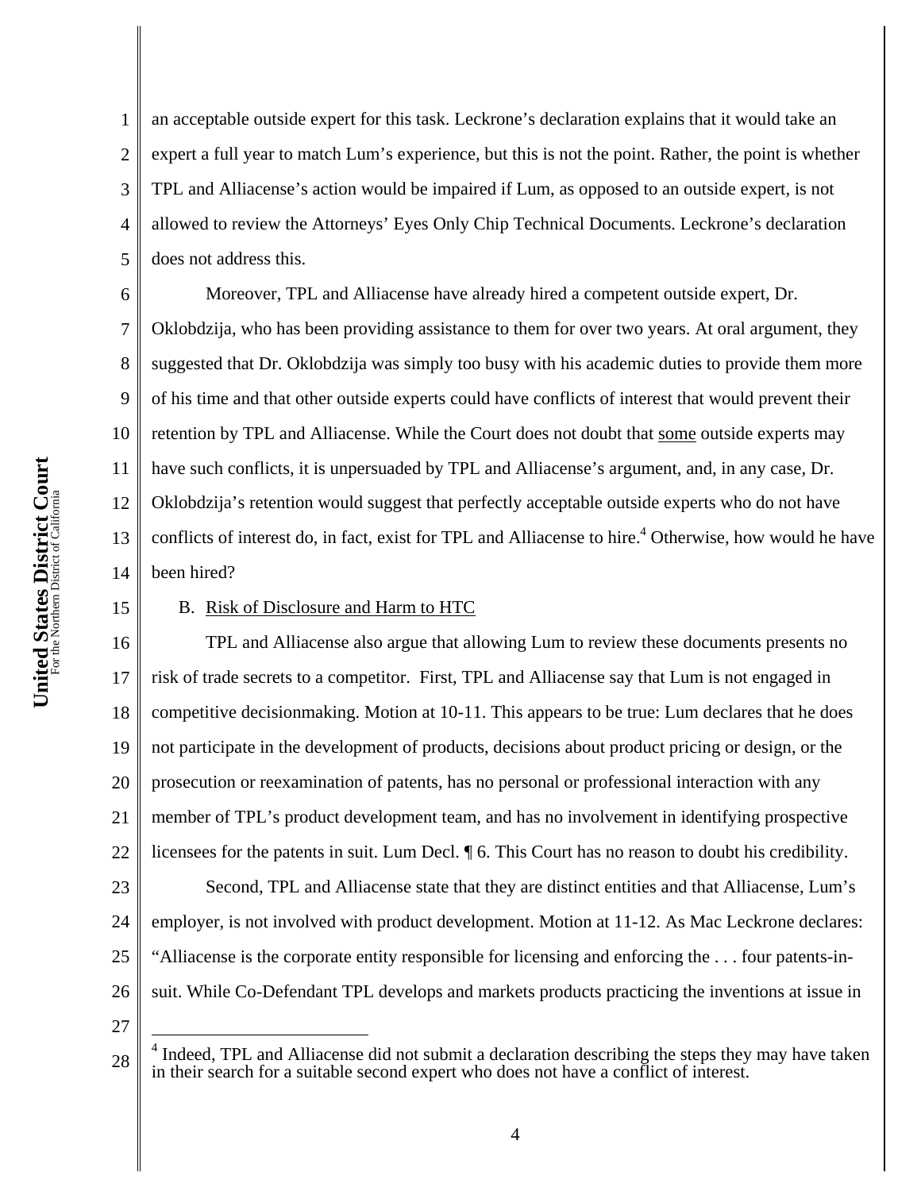an acceptable outside expert for this task. Leckrone's declaration explains that it would take an expert a full year to match Lum's experience, but this is not the point. Rather, the point is whether TPL and Alliacense's action would be impaired if Lum, as opposed to an outside expert, is not allowed to review the Attorneys' Eyes Only Chip Technical Documents. Leckrone's declaration does not address this.

Moreover, TPL and Alliacense have already hired a competent outside expert, Dr. Oklobdzija, who has been providing assistance to them for over two years. At oral argument, they suggested that Dr. Oklobdzija was simply too busy with his academic duties to provide them more of his time and that other outside experts could have conflicts of interest that would prevent their retention by TPL and Alliacense. While the Court does not doubt that <u>some</u> outside experts may have such conflicts, it is unpersuaded by TPL and Alliacense's argument, and, in any case, Dr. Oklobdzija's retention would suggest that perfectly acceptable outside experts who do not have conflicts of interest do, in fact, exist for TPL and Alliacense to hire.[4] Otherwise, how would he have been hired?

B. <u>Risk of Disclosure and Harm to HTC</u>

TPL and Alliacense also argue that allowing Lum to review these documents presents no risk of trade secrets to a competitor. First, TPL and Alliacense say that Lum is not engaged in competitive decisionmaking. Motion at 10-11. This appears to be true: Lum declares that he does not participate in the development of products, decisions about product pricing or design, or the prosecution or reexamination of patents, has no personal or professional interaction with any member of TPL's product development team, and has no involvement in identifying prospective licensees for the patents in suit. Lum Decl. ¶ 6. This Court has no reason to doubt his credibility.

Second, TPL and Alliacense state that they are distinct entities and that Alliacense, Lum's employer, is not involved with product development. Motion at 11-12. As Mac Leckrone declares: "Alliacense is the corporate entity responsible for licensing and enforcing the . . . four patents-in-suit. While Co-Defendant TPL develops and markets products practicing the inventions at issue in

[4] Indeed, TPL and Alliacense did not submit a declaration describing the steps they may have taken in their search for a suitable second expert who does not have a conflict of interest.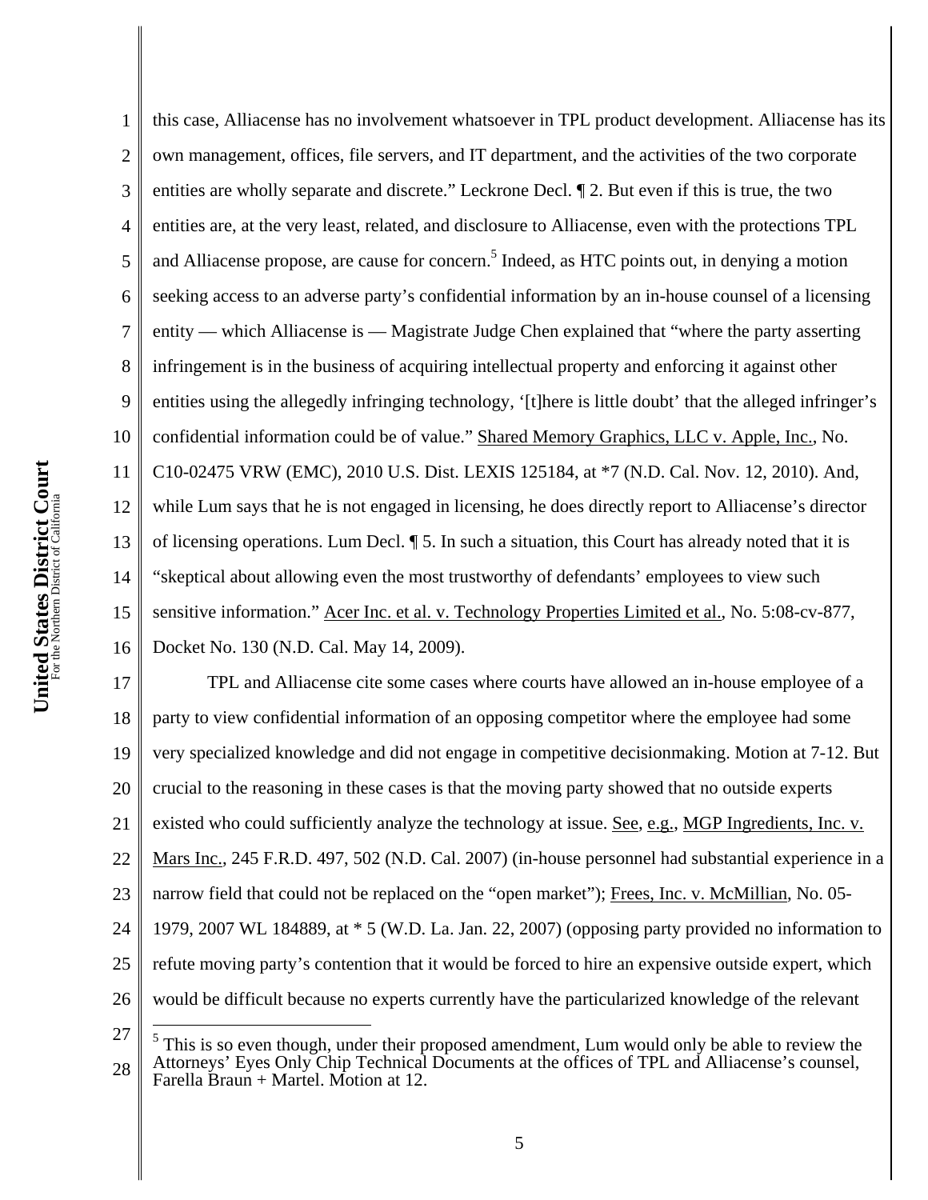this case, Alliacense has no involvement whatsoever in TPL product development. Alliacense has its own management, offices, file servers, and IT department, and the activities of the two corporate entities are wholly separate and discrete." Leckrone Decl. ¶ 2. But even if this is true, the two entities are, at the very least, related, and disclosure to Alliacense, even with the protections TPL and Alliacense propose, are cause for concern.[5] Indeed, as HTC points out, in denying a motion seeking access to an adverse party's confidential information by an in-house counsel of a licensing entity — which Alliacense is — Magistrate Judge Chen explained that "where the party asserting infringement is in the business of acquiring intellectual property and enforcing it against other entities using the allegedly infringing technology, '[t]here is little doubt' that the alleged infringer's confidential information could be of value." Shared Memory Graphics, LLC v. Apple, Inc., No. C10-02475 VRW (EMC), 2010 U.S. Dist. LEXIS 125184, at *7 (N.D. Cal. Nov. 12, 2010). And, while Lum says that he is not engaged in licensing, he does directly report to Alliacense's director of licensing operations. Lum Decl. ¶ 5. In such a situation, this Court has already noted that it is "skeptical about allowing even the most trustworthy of defendants' employees to view such sensitive information." Acer Inc. et al. v. Technology Properties Limited et al., No. 5:08-cv-877, Docket No. 130 (N.D. Cal. May 14, 2009).

TPL and Alliacense cite some cases where courts have allowed an in-house employee of a party to view confidential information of an opposing competitor where the employee had some very specialized knowledge and did not engage in competitive decisionmaking. Motion at 7-12. But crucial to the reasoning in these cases is that the moving party showed that no outside experts existed who could sufficiently analyze the technology at issue. See, e.g., MGP Ingredients, Inc. v. Mars Inc., 245 F.R.D. 497, 502 (N.D. Cal. 2007) (in-house personnel had substantial experience in a narrow field that could not be replaced on the "open market"); Frees, Inc. v. McMillian, No. 05-1979, 2007 WL 184889, at * 5 (W.D. La. Jan. 22, 2007) (opposing party provided no information to refute moving party's contention that it would be forced to hire an expensive outside expert, which would be difficult because no experts currently have the particularized knowledge of the relevant

---

[5] This is so even though, under their proposed amendment, Lum would only be able to review the Attorneys' Eyes Only Chip Technical Documents at the offices of TPL and Alliacense's counsel, Farella Braun + Martel. Motion at 12.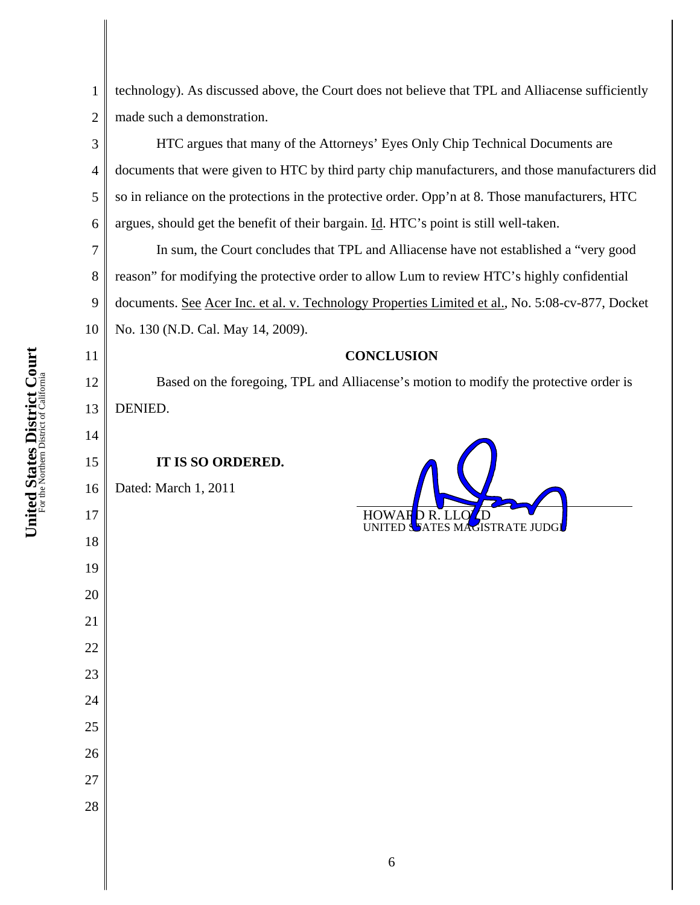technology). As discussed above, the Court does not believe that TPL and Alliacense sufficiently made such a demonstration.

HTC argues that many of the Attorneys' Eyes Only Chip Technical Documents are documents that were given to HTC by third party chip manufacturers, and those manufacturers did so in reliance on the protections in the protective order. Opp'n at 8. Those manufacturers, HTC argues, should get the benefit of their bargain. Id. HTC's point is still well-taken.

In sum, the Court concludes that TPL and Alliacense have not established a "very good reason" for modifying the protective order to allow Lum to review HTC's highly confidential documents. See Acer Inc. et al. v. Technology Properties Limited et al., No. 5:08-cv-877, Docket No. 130 (N.D. Cal. May 14, 2009).

**CONCLUSION**

Based on the foregoing, TPL and Alliacense's motion to modify the protective order is DENIED.

**IT IS SO ORDERED.**

Dated: March 1, 2011

HOWARD R. LLOYD
UNITED STATES MAGISTRATE JUDGE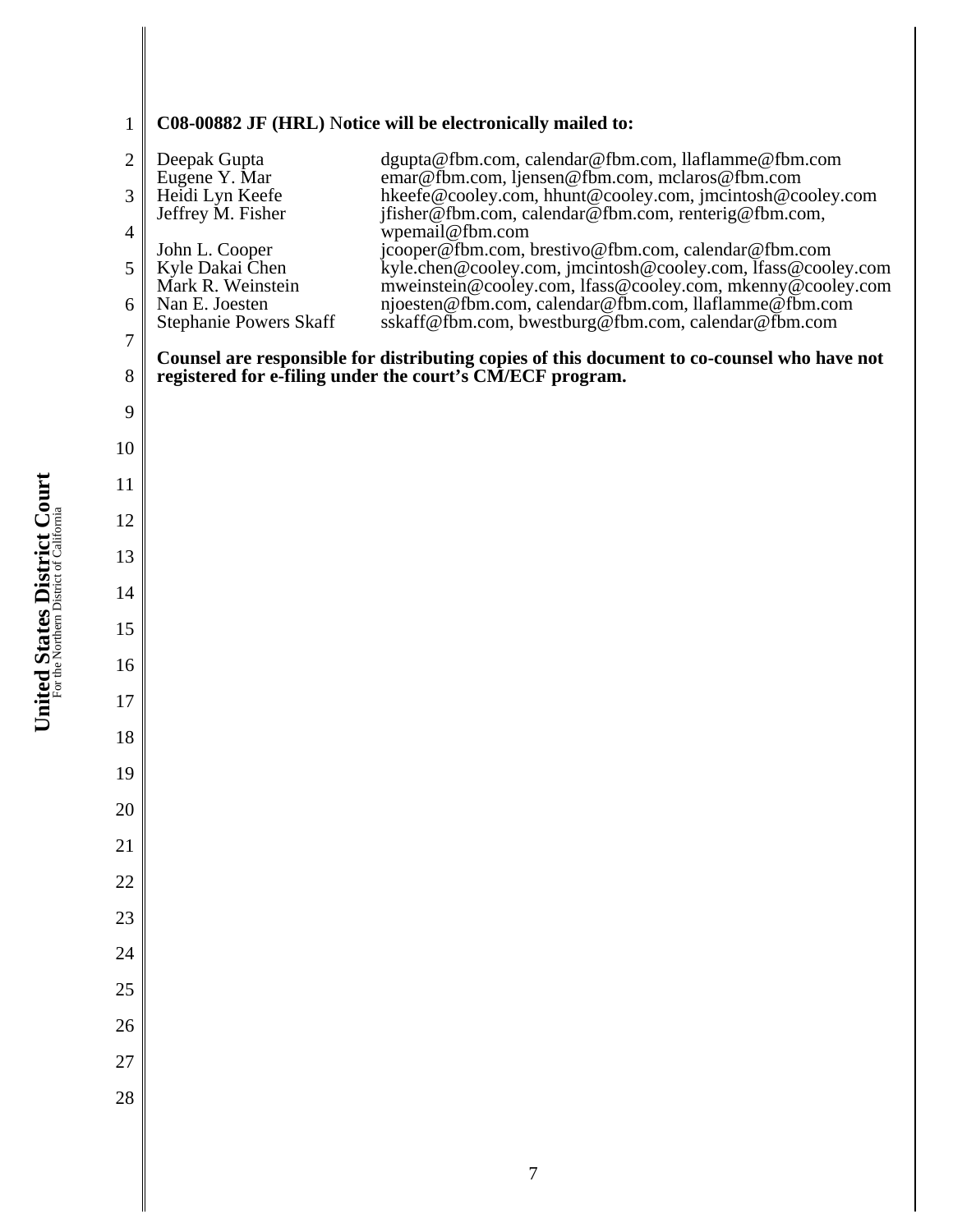**C08-00882 JF (HRL) Notice will be electronically mailed to:**

| | |
|---|---|
| Deepak Gupta | dgupta@fbm.com, calendar@fbm.com, llaflamme@fbm.com |
| Eugene Y. Mar | emar@fbm.com, ljensen@fbm.com, mclaros@fbm.com |
| Heidi Lyn Keefe | hkeefe@cooley.com, hhunt@cooley.com, jmcintosh@cooley.com |
| Jeffrey M. Fisher | jfisher@fbm.com, calendar@fbm.com, renterig@fbm.com, wpemail@fbm.com |
| John L. Cooper | jcooper@fbm.com, brestivo@fbm.com, calendar@fbm.com |
| Kyle Dakai Chen | kyle.chen@cooley.com, jmcintosh@cooley.com, lfass@cooley.com |
| Mark R. Weinstein | mweinstein@cooley.com, lfass@cooley.com, mkenny@cooley.com |
| Nan E. Joesten | njoesten@fbm.com, calendar@fbm.com, llaflamme@fbm.com |
| Stephanie Powers Skaff | sskaff@fbm.com, bwestburg@fbm.com, calendar@fbm.com |

**Counsel are responsible for distributing copies of this document to co-counsel who have not registered for e-filing under the court's CM/ECF program.**